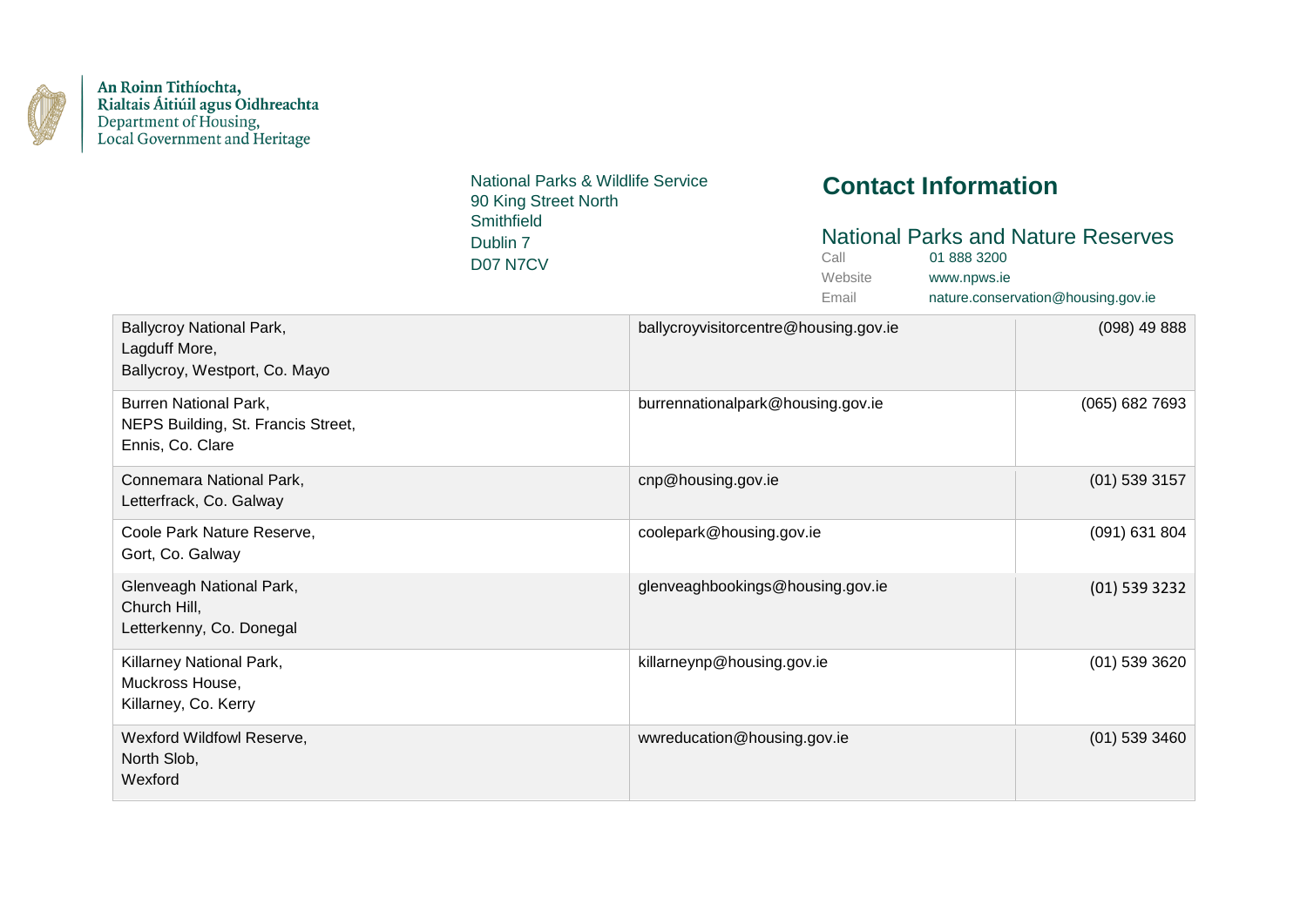An Roinn Tithíochta,
Rialtais Áitiúil agus Oidhreachta
Department of Housing,
Local Government and Heritage

National Parks & Wildlife Service
90 King Street North
Smithfield
Dublin 7
D07 N7CV

# Contact Information

## National Parks and Nature Reserves

Call 01 888 3200
Website www.npws.ie
Email nature.conservation@housing.gov.ie

| | | |
|---|---|---|
| Ballycroy National Park,<br>Lagduff More,<br>Ballycroy, Westport, Co. Mayo | ballycroyvisitorcentre@housing.gov.ie | (098) 49 888 |
| Burren National Park,<br>NEPS Building, St. Francis Street,<br>Ennis, Co. Clare | burrennationalpark@housing.gov.ie | (065) 682 7693 |
| Connemara National Park,<br>Letterfrack, Co. Galway | cnp@housing.gov.ie | (01) 539 3157 |
| Coole Park Nature Reserve,<br>Gort, Co. Galway | coolepark@housing.gov.ie | (091) 631 804 |
| Glenveagh National Park,<br>Church Hill,<br>Letterkenny, Co. Donegal | glenveaghbookings@housing.gov.ie | (01) 539 3232 |
| Killarney National Park,<br>Muckross House,<br>Killarney, Co. Kerry | killarneynp@housing.gov.ie | (01) 539 3620 |
| Wexford Wildfowl Reserve,<br>North Slob,<br>Wexford | wwreducation@housing.gov.ie | (01) 539 3460 |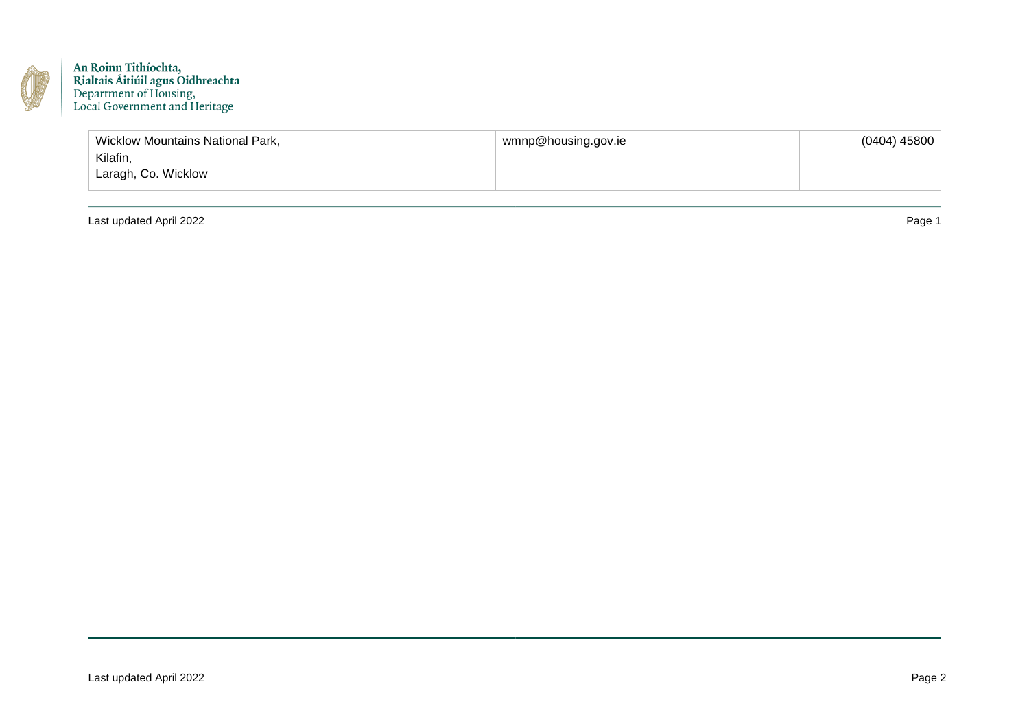An Roinn Tithíochta,
Rialtais Áitiúil agus Oidhreachta
Department of Housing,
Local Government and Heritage

| Wicklow Mountains National Park,<br>Kilafin,<br>Laragh, Co. Wicklow | wmnp@housing.gov.ie | (0404) 45800 |
|---|---|---|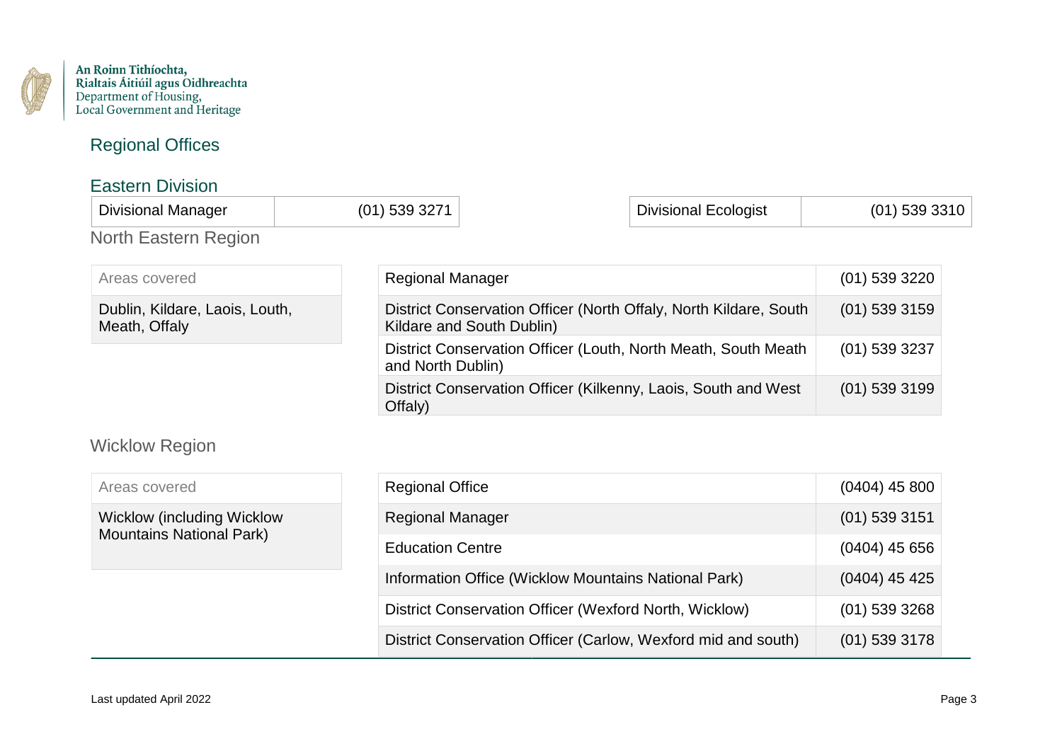An Roinn Tithíochta,
Rialtais Áitiúil agus Oidhreachta
Department of Housing,
Local Government and Heritage

# Regional Offices

## Eastern Division

| Divisional Manager | (01) 539 3271 |
|---|---|

| Divisional Ecologist | (01) 539 3310 |
|---|---|

### North Eastern Region

| Areas covered |
|---|
| Dublin, Kildare, Laois, Louth, Meath, Offaly |

| Regional Manager | (01) 539 3220 |
|---|---|
| District Conservation Officer (North Offaly, North Kildare, South Kildare and South Dublin) | (01) 539 3159 |
| District Conservation Officer (Louth, North Meath, South Meath and North Dublin) | (01) 539 3237 |
| District Conservation Officer (Kilkenny, Laois, South and West Offaly) | (01) 539 3199 |

### Wicklow Region

| Areas covered |
|---|
| Wicklow (including Wicklow Mountains National Park) |

| Regional Office | (0404) 45 800 |
|---|---|
| Regional Manager | (01) 539 3151 |
| Education Centre | (0404) 45 656 |
| Information Office (Wicklow Mountains National Park) | (0404) 45 425 |
| District Conservation Officer (Wexford North, Wicklow) | (01) 539 3268 |
| District Conservation Officer (Carlow, Wexford mid and south) | (01) 539 3178 |

Last updated April 2022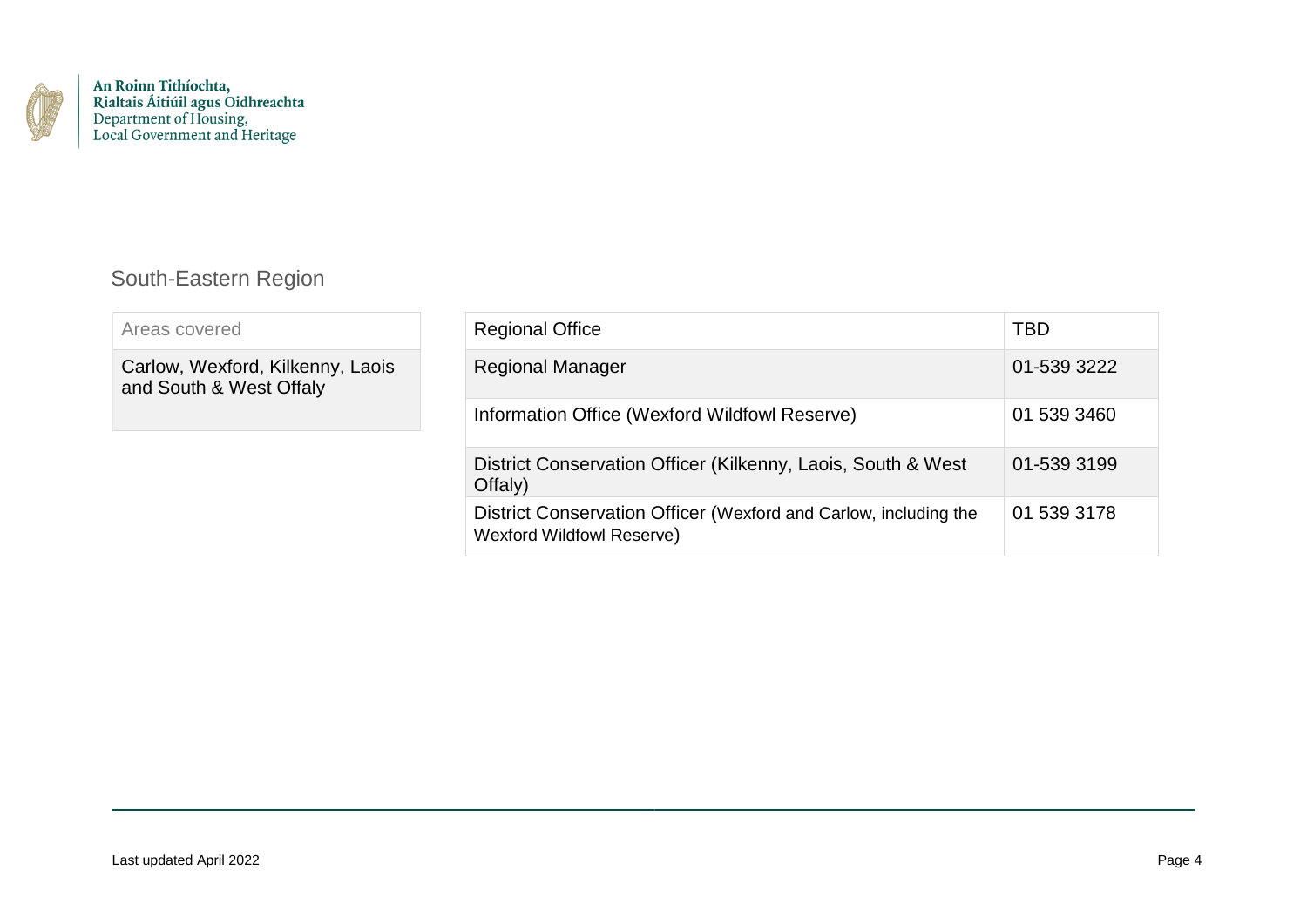## South-Eastern Region

| Areas covered |
| --- |
| Carlow, Wexford, Kilkenny, Laois and South & West Offaly |

| Regional Office | TBD |
| --- | --- |
| Regional Manager | 01-539 3222 |
| Information Office (Wexford Wildfowl Reserve) | 01 539 3460 |
| District Conservation Officer (Kilkenny, Laois, South & West Offaly) | 01-539 3199 |
| District Conservation Officer (Wexford and Carlow, including the Wexford Wildfowl Reserve) | 01 539 3178 |

Last updated April 2022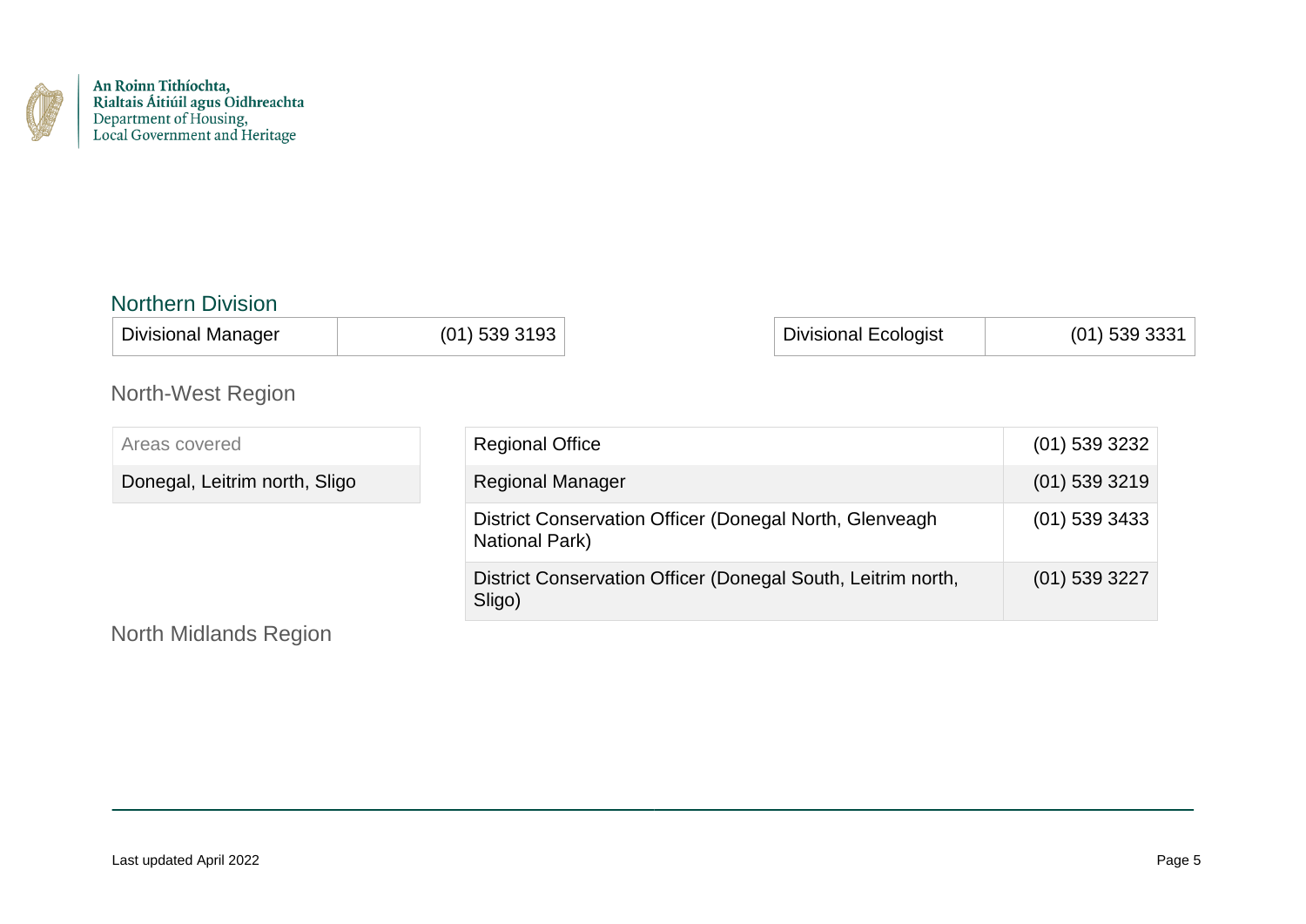## Northern Division

| Divisional Manager | (01) 539 3193 |
| --- | --- |

| Divisional Ecologist | (01) 539 3331 |
| --- | --- |

### North-West Region

| Areas covered |
| --- |
| Donegal, Leitrim north, Sligo |

| Regional Office | (01) 539 3232 |
| --- | --- |
| Regional Manager | (01) 539 3219 |
| District Conservation Officer (Donegal North, Glenveagh National Park) | (01) 539 3433 |
| District Conservation Officer (Donegal South, Leitrim north, Sligo) | (01) 539 3227 |

### North Midlands Region

Last updated April 2022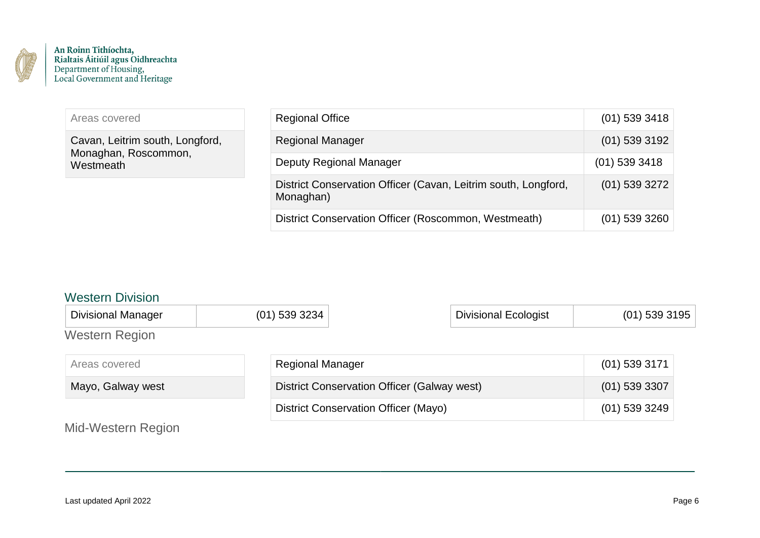| Areas covered |
| --- |
| Cavan, Leitrim south, Longford, Monaghan, Roscommon, Westmeath |

| Regional Office | (01) 539 3418 |
| --- | --- |
| Regional Manager | (01) 539 3192 |
| Deputy Regional Manager | (01) 539 3418 |
| District Conservation Officer (Cavan, Leitrim south, Longford, Monaghan) | (01) 539 3272 |
| District Conservation Officer (Roscommon, Westmeath) | (01) 539 3260 |

## Western Division

| Divisional Manager | (01) 539 3234 |
| --- | --- |

| Divisional Ecologist | (01) 539 3195 |
| --- | --- |

### Western Region

| Areas covered |
| --- |
| Mayo, Galway west |

| Regional Manager | (01) 539 3171 |
| --- | --- |
| District Conservation Officer (Galway west) | (01) 539 3307 |
| District Conservation Officer (Mayo) | (01) 539 3249 |

### Mid-Western Region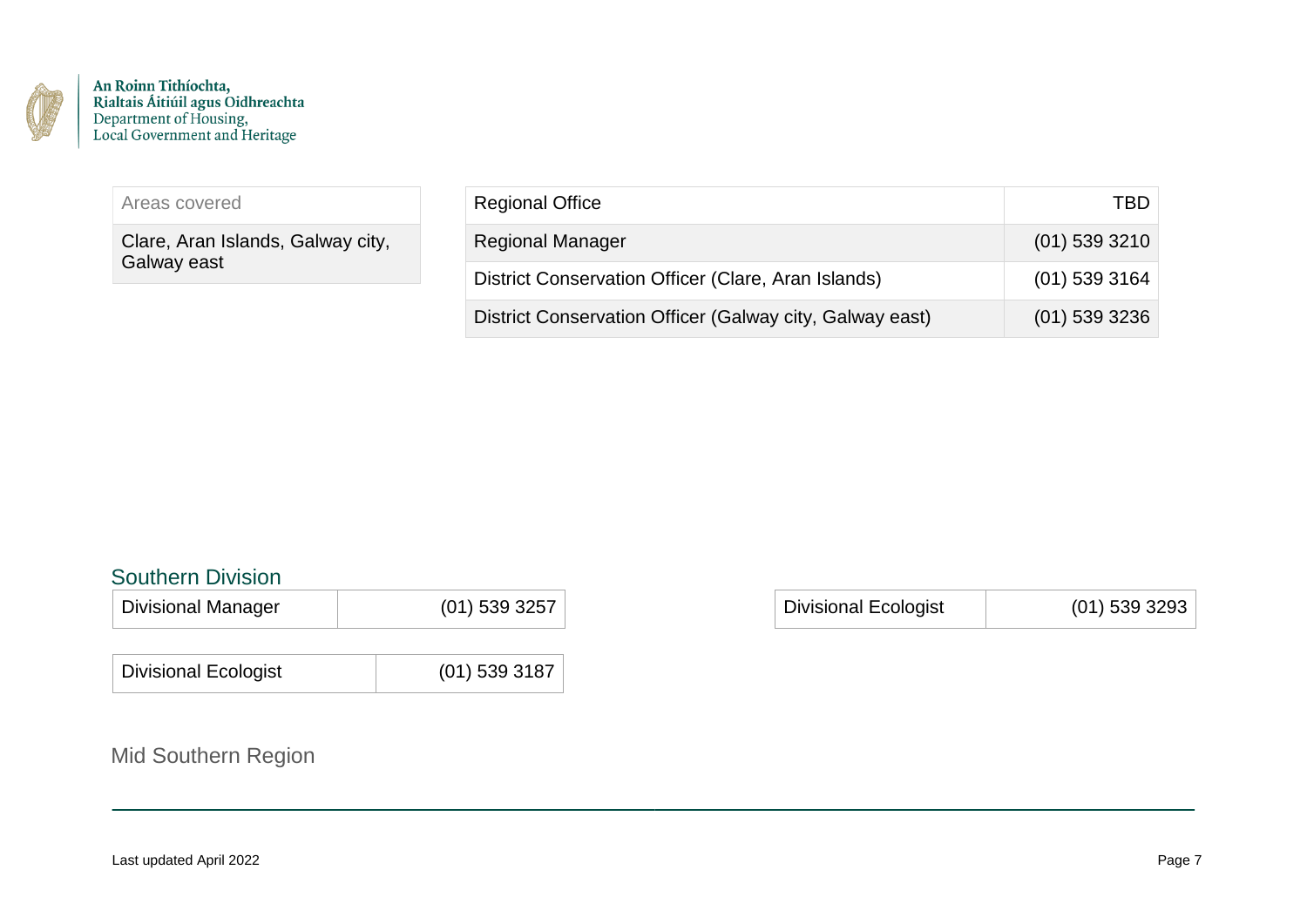| Areas covered |
| --- |
| Clare, Aran Islands, Galway city, Galway east |

| Regional Office | TBD |
| --- | --- |
| Regional Manager | (01) 539 3210 |
| District Conservation Officer (Clare, Aran Islands) | (01) 539 3164 |
| District Conservation Officer (Galway city, Galway east) | (01) 539 3236 |

## Southern Division

| Divisional Manager | (01) 539 3257 |
| --- | --- |

| Divisional Ecologist | (01) 539 3293 |
| --- | --- |

| Divisional Ecologist | (01) 539 3187 |
| --- | --- |

### Mid Southern Region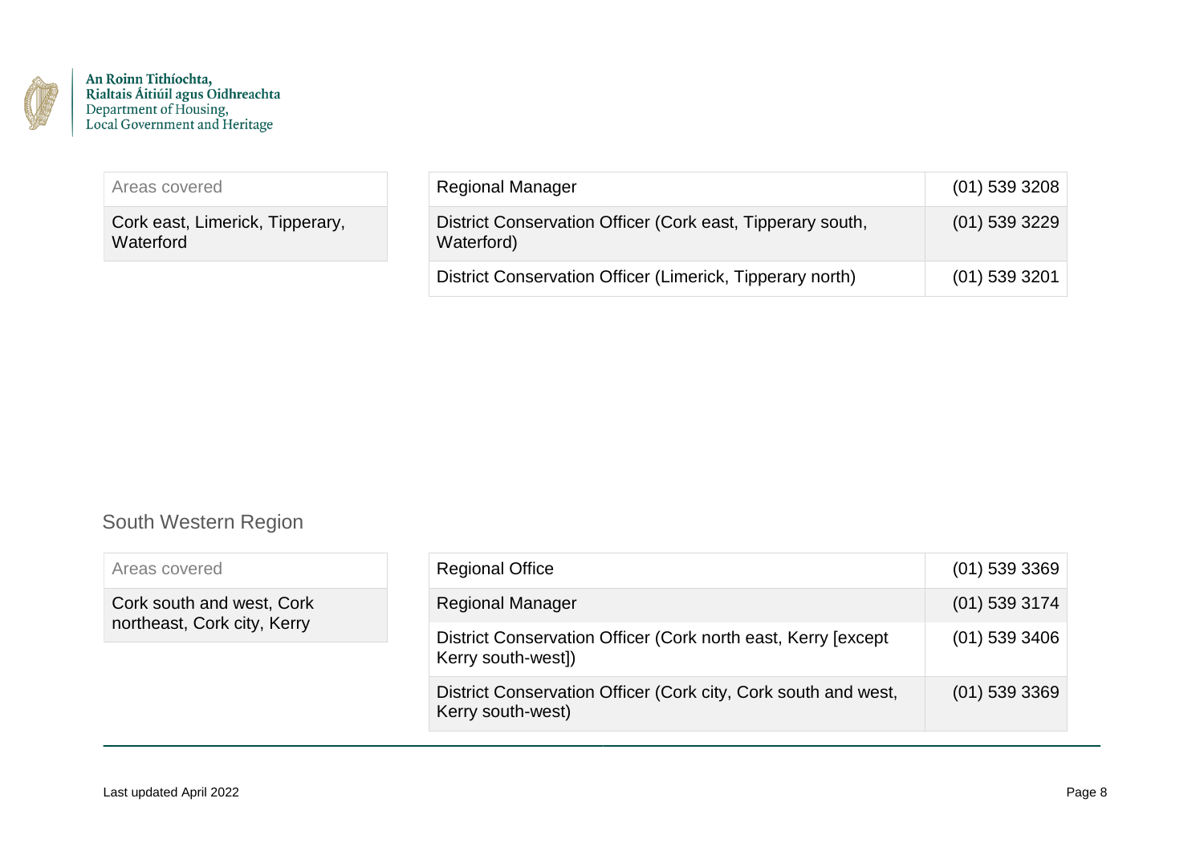| Areas covered |
| --- |
| Cork east, Limerick, Tipperary, Waterford |

| | |
| --- | --- |
| Regional Manager | (01) 539 3208 |
| District Conservation Officer (Cork east, Tipperary south, Waterford) | (01) 539 3229 |
| District Conservation Officer (Limerick, Tipperary north) | (01) 539 3201 |

## South Western Region

| Areas covered |
| --- |
| Cork south and west, Cork northeast, Cork city, Kerry |

| | |
| --- | --- |
| Regional Office | (01) 539 3369 |
| Regional Manager | (01) 539 3174 |
| District Conservation Officer (Cork north east, Kerry [except Kerry south-west]) | (01) 539 3406 |
| District Conservation Officer (Cork city, Cork south and west, Kerry south-west) | (01) 539 3369 |

Last updated April 2022